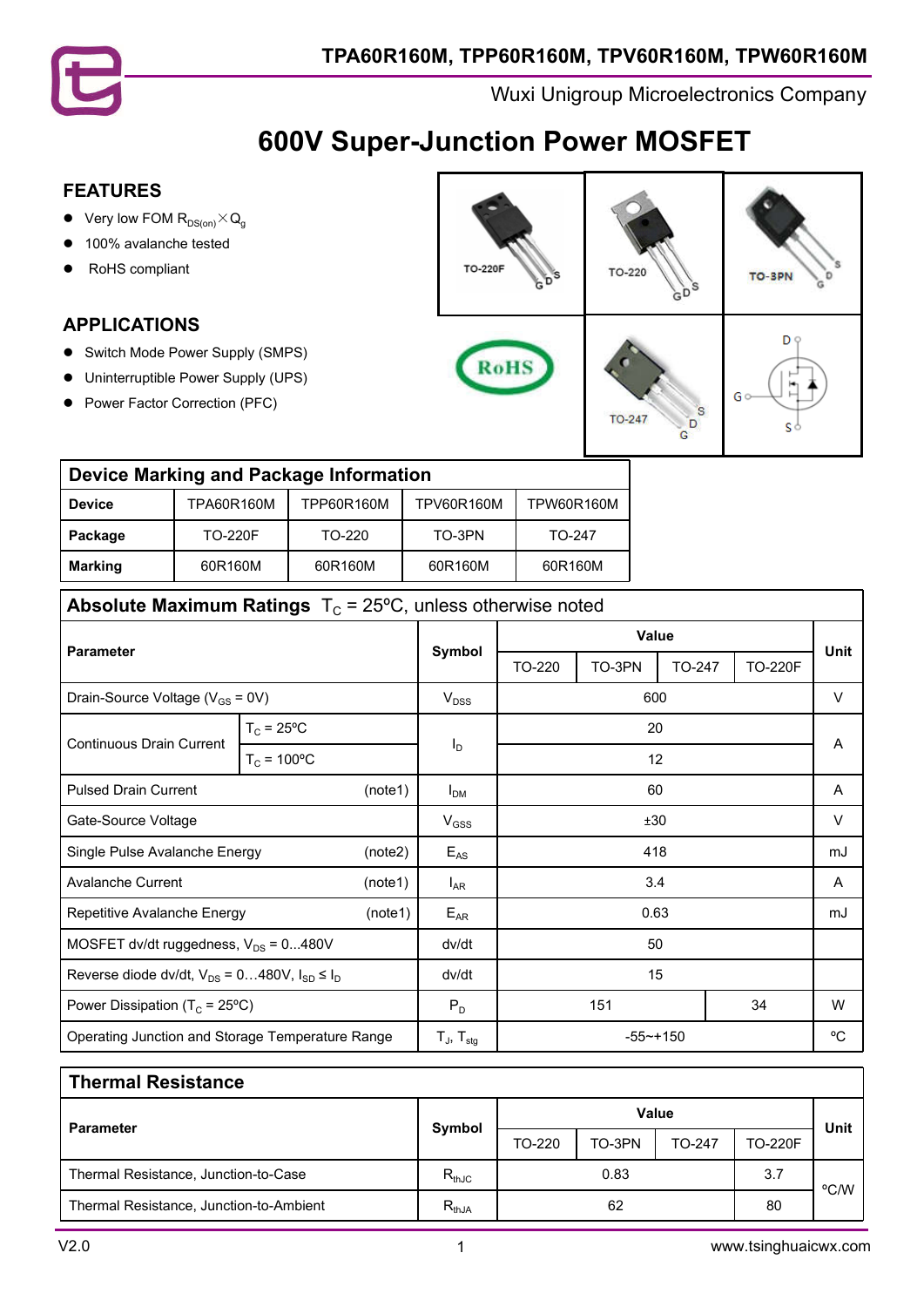# TPA60R160M, TPP60R160M, TPV60R160M, TPW60R160M

Wuxi Unigroup Microelectronics Company

# 600V Super-Junction Power MOSFET

## FEATURES

- Very low FOM $R_{DS(on)} \times Q_g$
- 100% avalanche tested
- RoHS compliant

## APPLICATIONS

- Switch Mode Power Supply (SMPS)
- Uninterruptible Power Supply (UPS)
- Power Factor Correction (PFC)

## Device Marking and Package Information

| Device | TPA60R160M | TPP60R160M | TPV60R160M | TPW60R160M |
|---|---|---|---|---|
| Package | TO-220F | TO-220 | TO-3PN | TO-247 |
| Marking | 60R160M | 60R160M | 60R160M | 60R160M |

## Absolute Maximum Ratings $T_C$ = 25ºC, unless otherwise noted

| Parameter | | Symbol | Value | | | | Unit |
|---|---|---|---|---|---|---|---|
| | | | TO-220 | TO-3PN | TO-247 | TO-220F | |
| Drain-Source Voltage ($V_{GS}$ = 0V) | | $V_{DSS}$ | 600 | | | | V |
| Continuous Drain Current | $T_C$ = 25ºC | $I_D$ | 20 | | | | A |
| | $T_C$ = 100ºC | | 12 | | | | |
| Pulsed Drain Current (note1) | | $I_{DM}$ | 60 | | | | A |
| Gate-Source Voltage | | $V_{GSS}$ | ±30 | | | | V |
| Single Pulse Avalanche Energy (note2) | | $E_{AS}$ | 418 | | | | mJ |
| Avalanche Current (note1) | | $I_{AR}$ | 3.4 | | | | A |
| Repetitive Avalanche Energy (note1) | | $E_{AR}$ | 0.63 | | | | mJ |
| MOSFET dv/dt ruggedness, $V_{DS}$ = 0...480V | | dv/dt | 50 | | | | |
| Reverse diode dv/dt, $V_{DS}$ = 0…480V, $I_{SD} \leq I_D$ | | dv/dt | 15 | | | | |
| Power Dissipation ($T_C$ = 25ºC) | | $P_D$ | 151 | | | 34 | W |
| Operating Junction and Storage Temperature Range | | $T_J$, $T_{stg}$ | -55~+150 | | | | ºC |

## Thermal Resistance

| Parameter | Symbol | Value | | | | Unit |
|---|---|---|---|---|---|---|
| | | TO-220 | TO-3PN | TO-247 | TO-220F | |
| Thermal Resistance, Junction-to-Case | $R_{thJC}$ | 0.83 | | | 3.7 | ºC/W |
| Thermal Resistance, Junction-to-Ambient | $R_{thJA}$ | 62 | | | 80 | ºC/W |

V2.0 www.tsinghuaicwx.com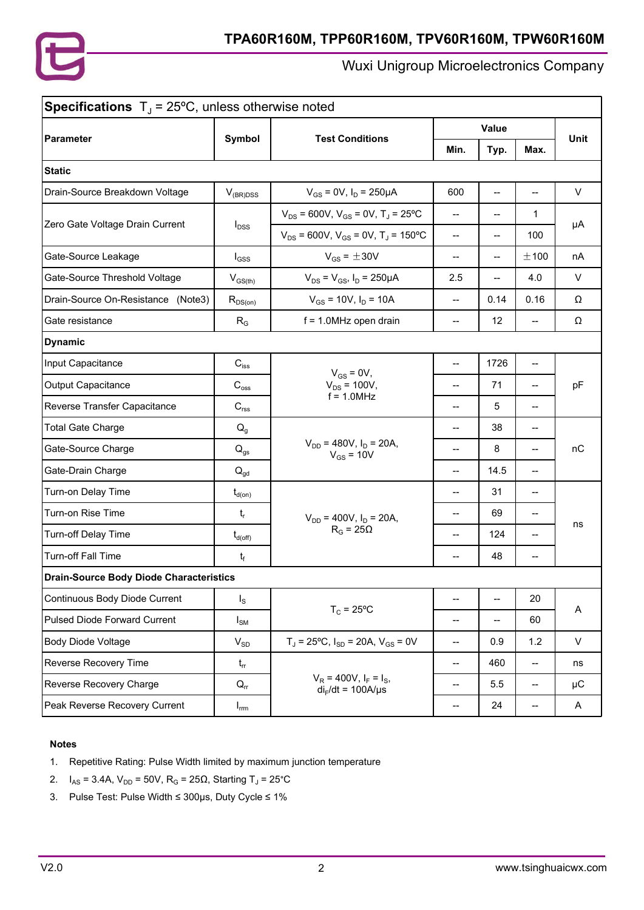## Specifications $T_J$ = 25ºC, unless otherwise noted

| Parameter | Symbol | Test Conditions | Min. | Typ. | Max. | Unit |
|---|---|---|---|---|---|---|
| **Static** | | | | | | |
| Drain-Source Breakdown Voltage | $V_{(BR)DSS}$ | $V_{GS}$ = 0V, $I_D$ = 250μA | 600 | -- | -- | V |
| Zero Gate Voltage Drain Current | $I_{DSS}$ | $V_{DS}$ = 600V, $V_{GS}$ = 0V, $T_J$ = 25ºC | -- | -- | 1 | μA |
| | | $V_{DS}$ = 600V, $V_{GS}$ = 0V, $T_J$ = 150ºC | -- | -- | 100 | |
| Gate-Source Leakage | $I_{GSS}$ | $V_{GS}$ = ±30V | -- | -- | ±100 | nA |
| Gate-Source Threshold Voltage | $V_{GS(th)}$ | $V_{DS}$ = $V_{GS}$, $I_D$ = 250μA | 2.5 | -- | 4.0 | V |
| Drain-Source On-Resistance (Note3) | $R_{DS(on)}$ | $V_{GS}$ = 10V, $I_D$ = 10A | -- | 0.14 | 0.16 | Ω |
| Gate resistance | $R_G$ | f = 1.0MHz open drain | -- | 12 | -- | Ω |
| **Dynamic** | | | | | | |
| Input Capacitance | $C_{iss}$ | $V_{GS}$ = 0V, $V_{DS}$ = 100V, f = 1.0MHz | -- | 1726 | -- | pF |
| Output Capacitance | $C_{oss}$ | | -- | 71 | -- | |
| Reverse Transfer Capacitance | $C_{rss}$ | | -- | 5 | -- | |
| Total Gate Charge | $Q_g$ | $V_{DD}$ = 480V, $I_D$ = 20A, $V_{GS}$ = 10V | -- | 38 | -- | nC |
| Gate-Source Charge | $Q_{gs}$ | | -- | 8 | -- | |
| Gate-Drain Charge | $Q_{gd}$ | | -- | 14.5 | -- | |
| Turn-on Delay Time | $t_{d(on)}$ | $V_{DD}$ = 400V, $I_D$ = 20A, $R_G$ = 25Ω | -- | 31 | -- | ns |
| Turn-on Rise Time | $t_r$ | | -- | 69 | -- | |
| Turn-off Delay Time | $t_{d(off)}$ | | -- | 124 | -- | |
| Turn-off Fall Time | $t_f$ | | -- | 48 | -- | |
| **Drain-Source Body Diode Characteristics** | | | | | | |
| Continuous Body Diode Current | $I_S$ | $T_C$ = 25ºC | -- | -- | 20 | A |
| Pulsed Diode Forward Current | $I_{SM}$ | | -- | -- | 60 | |
| Body Diode Voltage | $V_{SD}$ | $T_J$ = 25ºC, $I_{SD}$ = 20A, $V_{GS}$ = 0V | -- | 0.9 | 1.2 | V |
| Reverse Recovery Time | $t_{rr}$ | $V_R$ = 400V, $I_F$ = $I_S$, $di_F/dt$ = 100A/μs | -- | 460 | -- | ns |
| Reverse Recovery Charge | $Q_{rr}$ | | -- | 5.5 | -- | μC |
| Peak Reverse Recovery Current | $I_{rrm}$ | | -- | 24 | -- | A |

**Notes**

1. Repetitive Rating: Pulse Width limited by maximum junction temperature
2. $I_{AS}$ = 3.4A, $V_{DD}$ = 50V, $R_G$ = 25Ω, Starting $T_J$ = 25°C
3. Pulse Test: Pulse Width ≤ 300μs, Duty Cycle ≤ 1%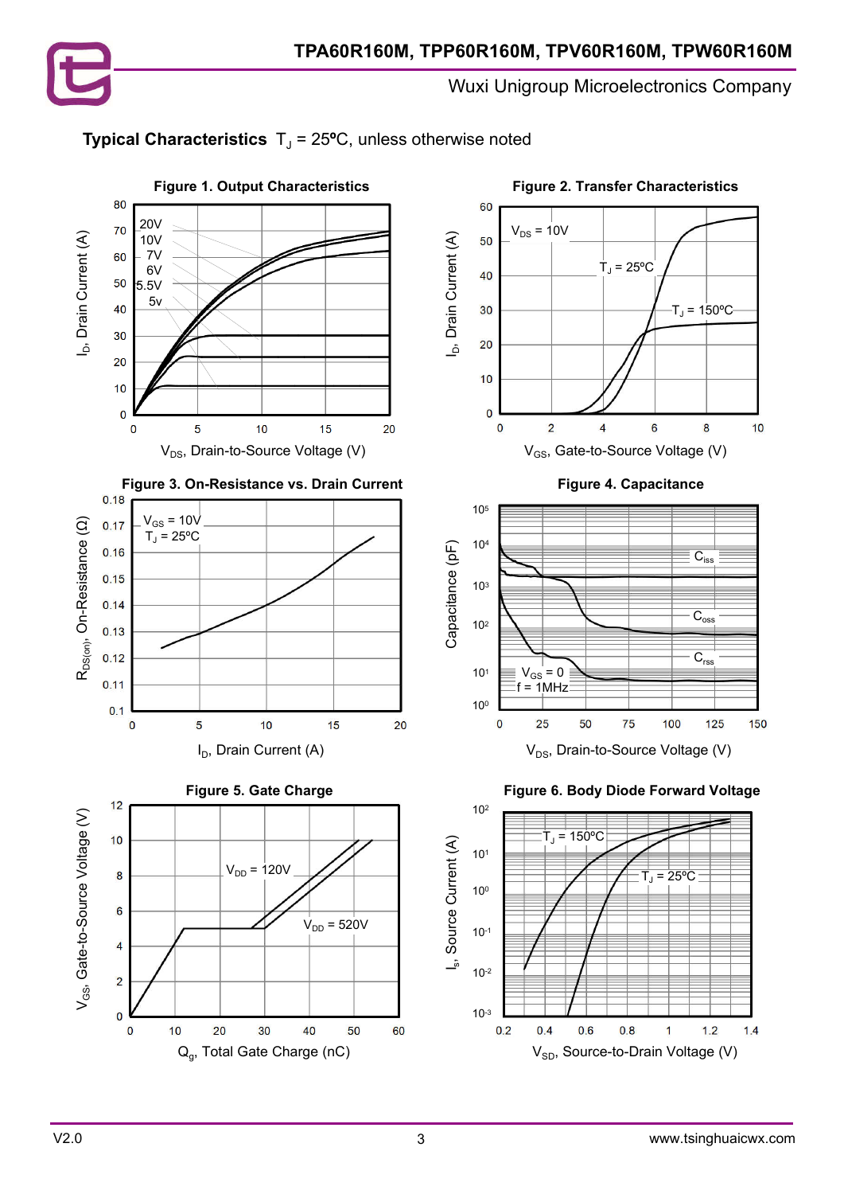## Typical Characteristics $T_J$ = 25ºC, unless otherwise noted

**Figure 1. Output Characteristics**

$I_D$, Drain Current (A) vs. $V_{DS}$, Drain-to-Source Voltage (V)

Curves: 20V, 10V, 7V, 6V, 5.5V, 5v

**Figure 2. Transfer Characteristics**

$I_D$, Drain Current (A) vs. $V_{GS}$, Gate-to-Source Voltage (V)

$V_{DS}$ = 10V; $T_J$ = 25ºC; $T_J$ = 150ºC

**Figure 3. On-Resistance vs. Drain Current**

$R_{DS(on)}$, On-Resistance (Ω) vs. $I_D$, Drain Current (A)

$V_{GS}$ = 10V, $T_J$ = 25ºC

**Figure 4. Capacitance**

Capacitance (pF) vs. $V_{DS}$, Drain-to-Source Voltage (V)

$C_{iss}$, $C_{oss}$, $C_{rss}$; $V_{GS}$ = 0, f = 1MHz

**Figure 5. Gate Charge**

$V_{GS}$, Gate-to-Source Voltage (V) vs. $Q_g$, Total Gate Charge (nC)

$V_{DD}$ = 120V; $V_{DD}$ = 520V

**Figure 6. Body Diode Forward Voltage**

$I_S$, Source Current (A) vs. $V_{SD}$, Source-to-Drain Voltage (V)

$T_J$ = 150ºC; $T_J$ = 25ºC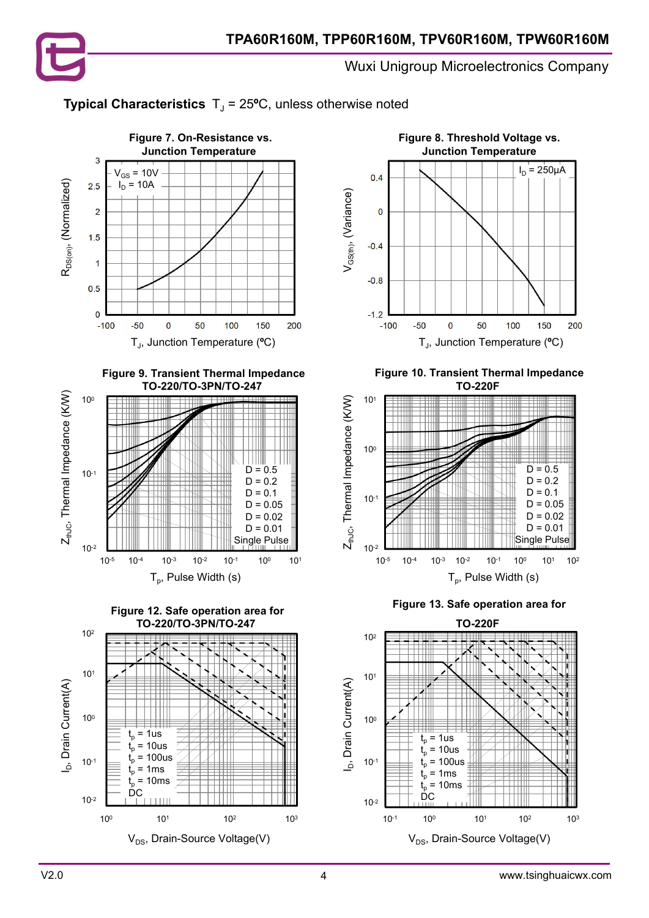## Typical Characteristics $T_J$ = 25ºC, unless otherwise noted

**Figure 7. On-Resistance vs. Junction Temperature**

$V_{GS}$ = 10V
$I_D$ = 10A

$R_{DS(on)}$, (Normalized) vs. $T_J$, Junction Temperature (ºC)

**Figure 8. Threshold Voltage vs. Junction Temperature**

$I_D$ = 250μA

$V_{GS(th)}$, (Variance) vs. $T_J$, Junction Temperature (ºC)

**Figure 9. Transient Thermal Impedance TO-220/TO-3PN/TO-247**

D = 0.5
D = 0.2
D = 0.1
D = 0.05
D = 0.02
D = 0.01
Single Pulse

$Z_{thJC}$, Thermal Impedance (K/W) vs. $T_p$, Pulse Width (s)

**Figure 10. Transient Thermal Impedance TO-220F**

D = 0.5
D = 0.2
D = 0.1
D = 0.05
D = 0.02
D = 0.01
Single Pulse

$Z_{thJC}$, Thermal Impedance (K/W) vs. $T_p$, Pulse Width (s)

**Figure 12. Safe operation area for TO-220/TO-3PN/TO-247**

$t_p$ = 1us
$t_p$ = 10us
$t_p$ = 100us
$t_p$ = 1ms
$t_p$ = 10ms
DC

$I_D$, Drain Current(A) vs. $V_{DS}$, Drain-Source Voltage(V)

**Figure 13. Safe operation area for TO-220F**

$t_p$ = 1us
$t_p$ = 10us
$t_p$ = 100us
$t_p$ = 1ms
$t_p$ = 10ms
DC

$I_D$, Drain Current(A) vs. $V_{DS}$, Drain-Source Voltage(V)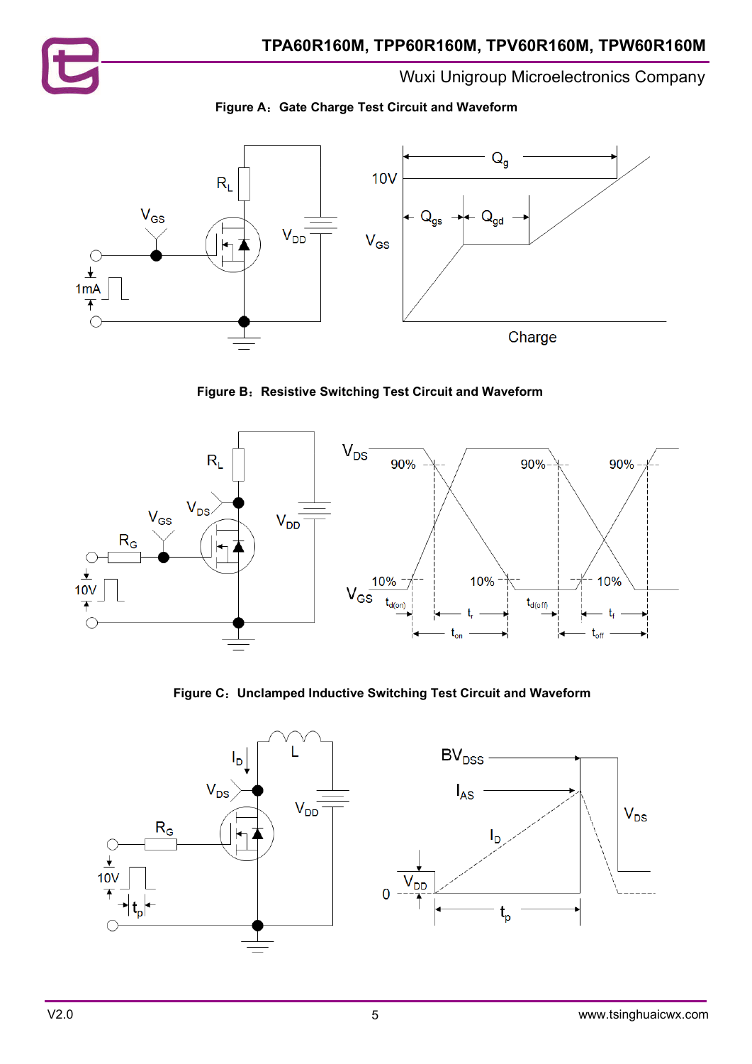Figure A：Gate Charge Test Circuit and Waveform

Figure B：Resistive Switching Test Circuit and Waveform

Figure C：Unclamped Inductive Switching Test Circuit and Waveform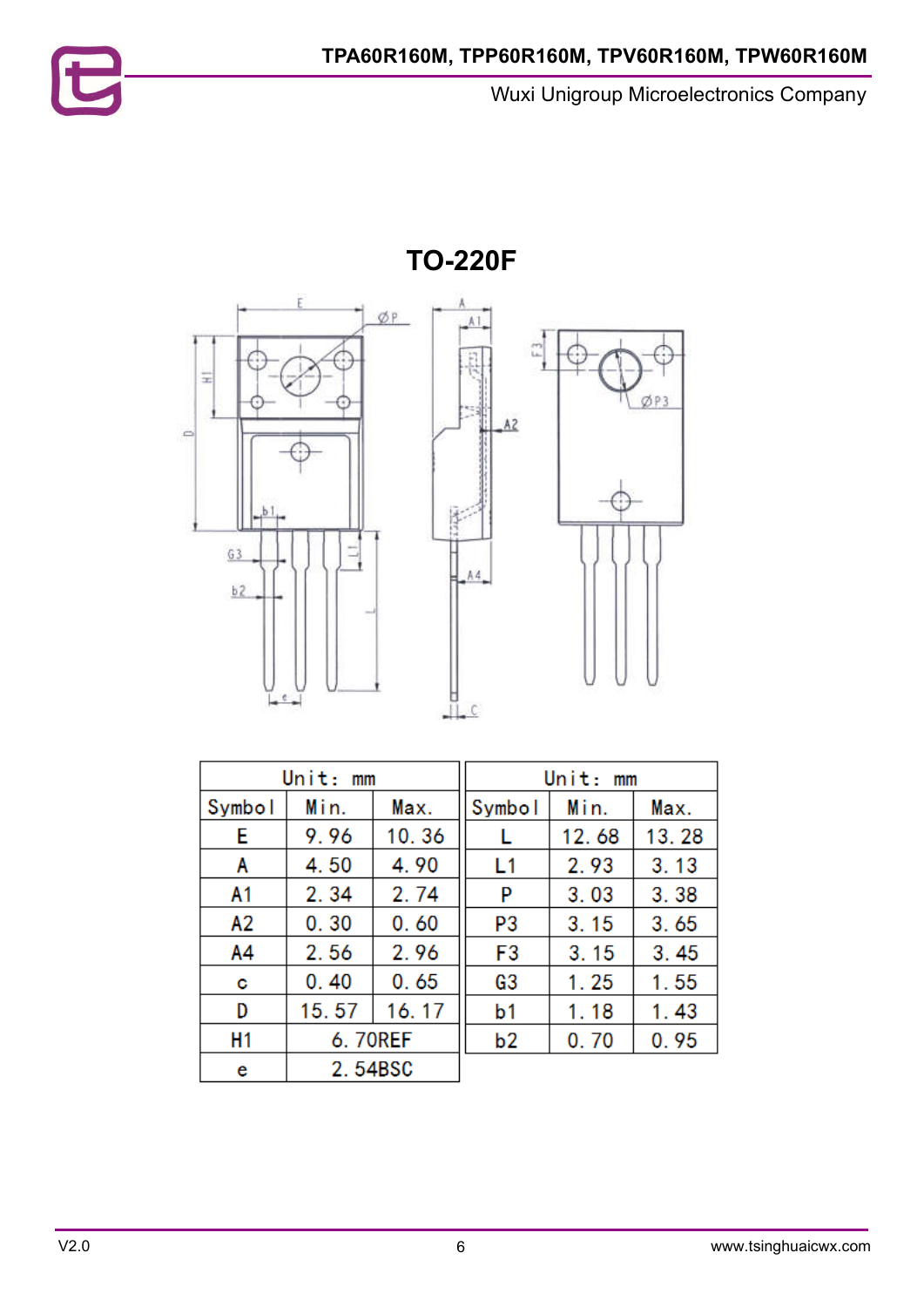## TO-220F

| Unit: mm | | |
|---|---|---|
| Symbol | Min. | Max. |
| E | 9.96 | 10.36 |
| A | 4.50 | 4.90 |
| A1 | 2.34 | 2.74 |
| A2 | 0.30 | 0.60 |
| A4 | 2.56 | 2.96 |
| c | 0.40 | 0.65 |
| D | 15.57 | 16.17 |
| H1 | 6.70REF | |
| e | 2.54BSC | |

| Unit: mm | | |
|---|---|---|
| Symbol | Min. | Max. |
| L | 12.68 | 13.28 |
| L1 | 2.93 | 3.13 |
| P | 3.03 | 3.38 |
| P3 | 3.15 | 3.65 |
| F3 | 3.15 | 3.45 |
| G3 | 1.25 | 1.55 |
| b1 | 1.18 | 1.43 |
| b2 | 0.70 | 0.95 |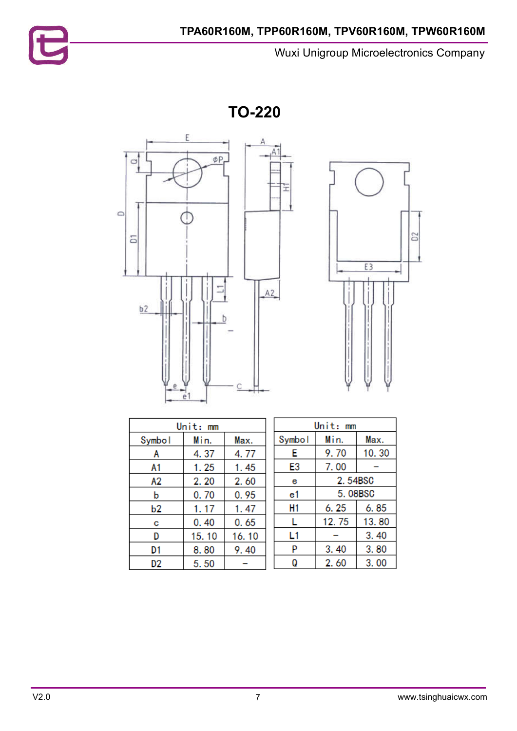# TO-220

| Unit: mm | | |
|---|---|---|
| Symbol | Min. | Max. |
| A | 4.37 | 4.77 |
| A1 | 1.25 | 1.45 |
| A2 | 2.20 | 2.60 |
| b | 0.70 | 0.95 |
| b2 | 1.17 | 1.47 |
| c | 0.40 | 0.65 |
| D | 15.10 | 16.10 |
| D1 | 8.80 | 9.40 |
| D2 | 5.50 | – |

| Unit: mm | | |
|---|---|---|
| Symbol | Min. | Max. |
| E | 9.70 | 10.30 |
| E3 | 7.00 | – |
| e | 2.54BSC | |
| e1 | 5.08BSC | |
| H1 | 6.25 | 6.85 |
| L | 12.75 | 13.80 |
| L1 | – | 3.40 |
| P | 3.40 | 3.80 |
| Q | 2.60 | 3.00 |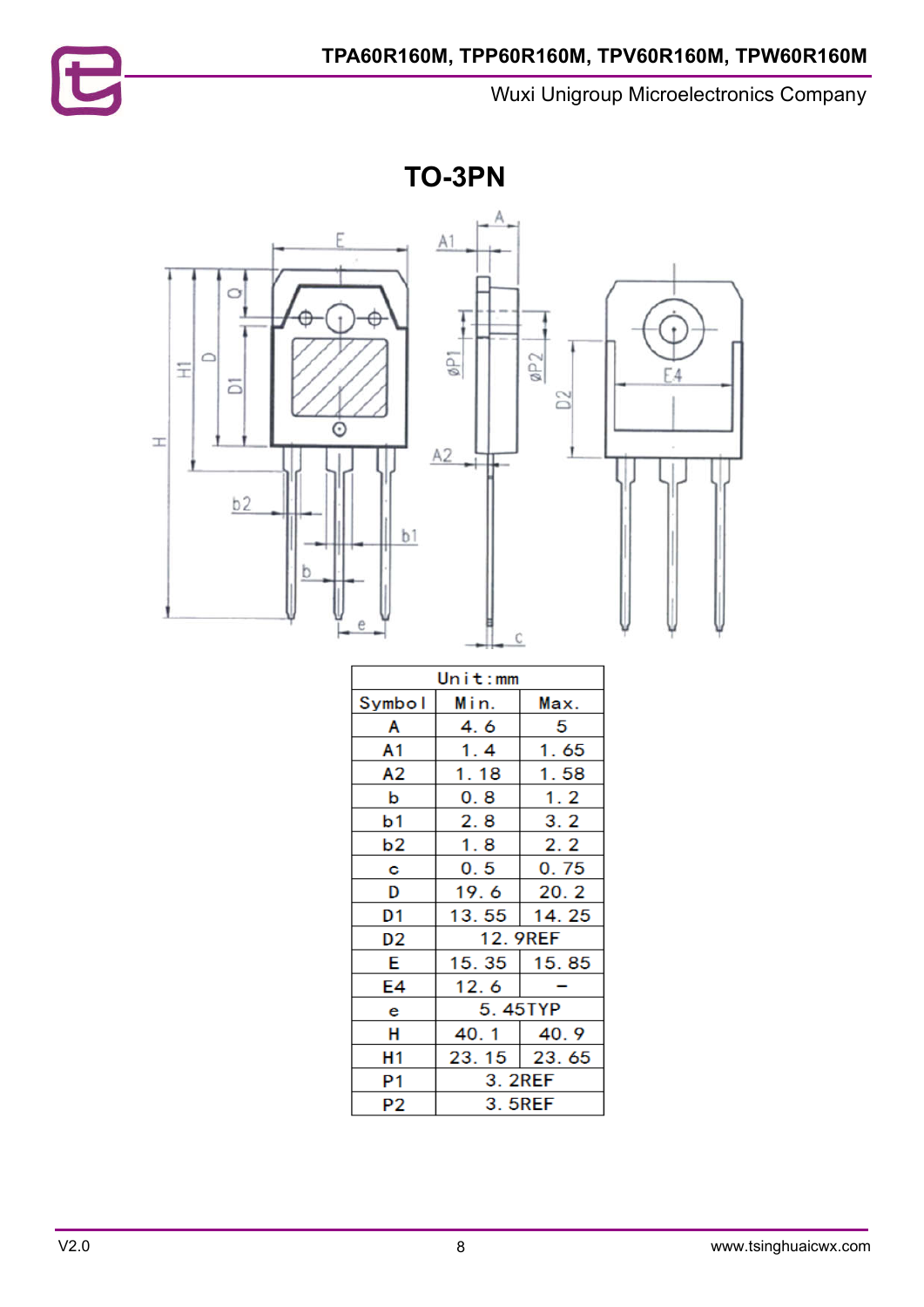# TO-3PN

| Unit:mm | | |
|---|---|---|
| Symbol | Min. | Max. |
| A | 4.6 | 5 |
| A1 | 1.4 | 1.65 |
| A2 | 1.18 | 1.58 |
| b | 0.8 | 1.2 |
| b1 | 2.8 | 3.2 |
| b2 | 1.8 | 2.2 |
| c | 0.5 | 0.75 |
| D | 19.6 | 20.2 |
| D1 | 13.55 | 14.25 |
| D2 | 12.9REF | |
| E | 15.35 | 15.85 |
| E4 | 12.6 | – |
| e | 5.45TYP | |
| H | 40.1 | 40.9 |
| H1 | 23.15 | 23.65 |
| P1 | 3.2REF | |
| P2 | 3.5REF | |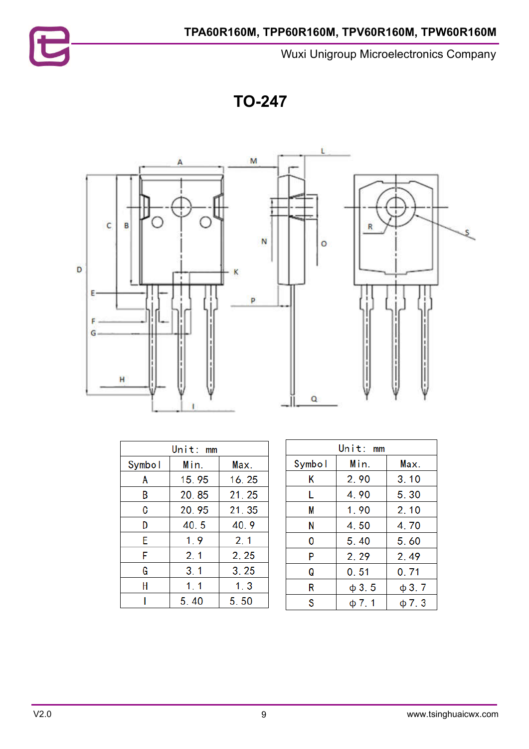# TO-247

| Unit: mm | | |
|---|---|---|
| Symbol | Min. | Max. |
| A | 15.95 | 16.25 |
| B | 20.85 | 21.25 |
| C | 20.95 | 21.35 |
| D | 40.5 | 40.9 |
| E | 1.9 | 2.1 |
| F | 2.1 | 2.25 |
| G | 3.1 | 3.25 |
| H | 1.1 | 1.3 |
| I | 5.40 | 5.50 |

| Unit: mm | | |
|---|---|---|
| Symbol | Min. | Max. |
| K | 2.90 | 3.10 |
| L | 4.90 | 5.30 |
| M | 1.90 | 2.10 |
| N | 4.50 | 4.70 |
| O | 5.40 | 5.60 |
| P | 2.29 | 2.49 |
| Q | 0.51 | 0.71 |
| R | φ3.5 | φ3.7 |
| S | φ7.1 | φ7.3 |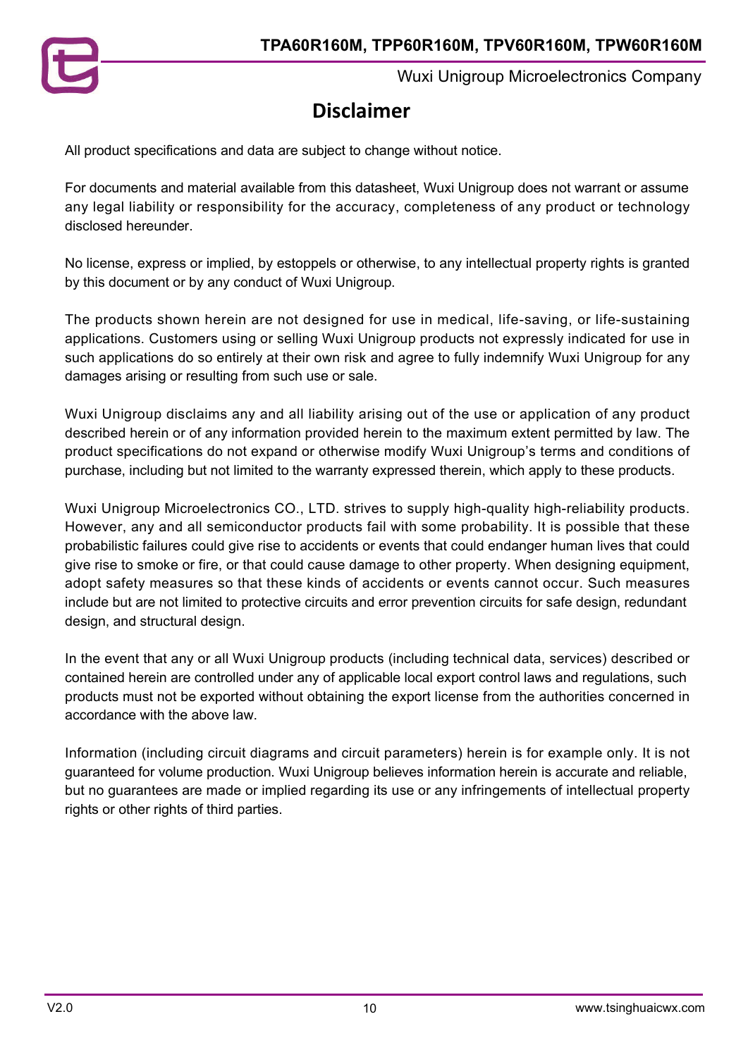# Disclaimer

All product specifications and data are subject to change without notice.

For documents and material available from this datasheet, Wuxi Unigroup does not warrant or assume any legal liability or responsibility for the accuracy, completeness of any product or technology disclosed hereunder.

No license, express or implied, by estoppels or otherwise, to any intellectual property rights is granted by this document or by any conduct of Wuxi Unigroup.

The products shown herein are not designed for use in medical, life-saving, or life-sustaining applications. Customers using or selling Wuxi Unigroup products not expressly indicated for use in such applications do so entirely at their own risk and agree to fully indemnify Wuxi Unigroup for any damages arising or resulting from such use or sale.

Wuxi Unigroup disclaims any and all liability arising out of the use or application of any product described herein or of any information provided herein to the maximum extent permitted by law. The product specifications do not expand or otherwise modify Wuxi Unigroup's terms and conditions of purchase, including but not limited to the warranty expressed therein, which apply to these products.

Wuxi Unigroup Microelectronics CO., LTD. strives to supply high-quality high-reliability products. However, any and all semiconductor products fail with some probability. It is possible that these probabilistic failures could give rise to accidents or events that could endanger human lives that could give rise to smoke or fire, or that could cause damage to other property. When designing equipment, adopt safety measures so that these kinds of accidents or events cannot occur. Such measures include but are not limited to protective circuits and error prevention circuits for safe design, redundant design, and structural design.

In the event that any or all Wuxi Unigroup products (including technical data, services) described or contained herein are controlled under any of applicable local export control laws and regulations, such products must not be exported without obtaining the export license from the authorities concerned in accordance with the above law.

Information (including circuit diagrams and circuit parameters) herein is for example only. It is not guaranteed for volume production. Wuxi Unigroup believes information herein is accurate and reliable, but no guarantees are made or implied regarding its use or any infringements of intellectual property rights or other rights of third parties.